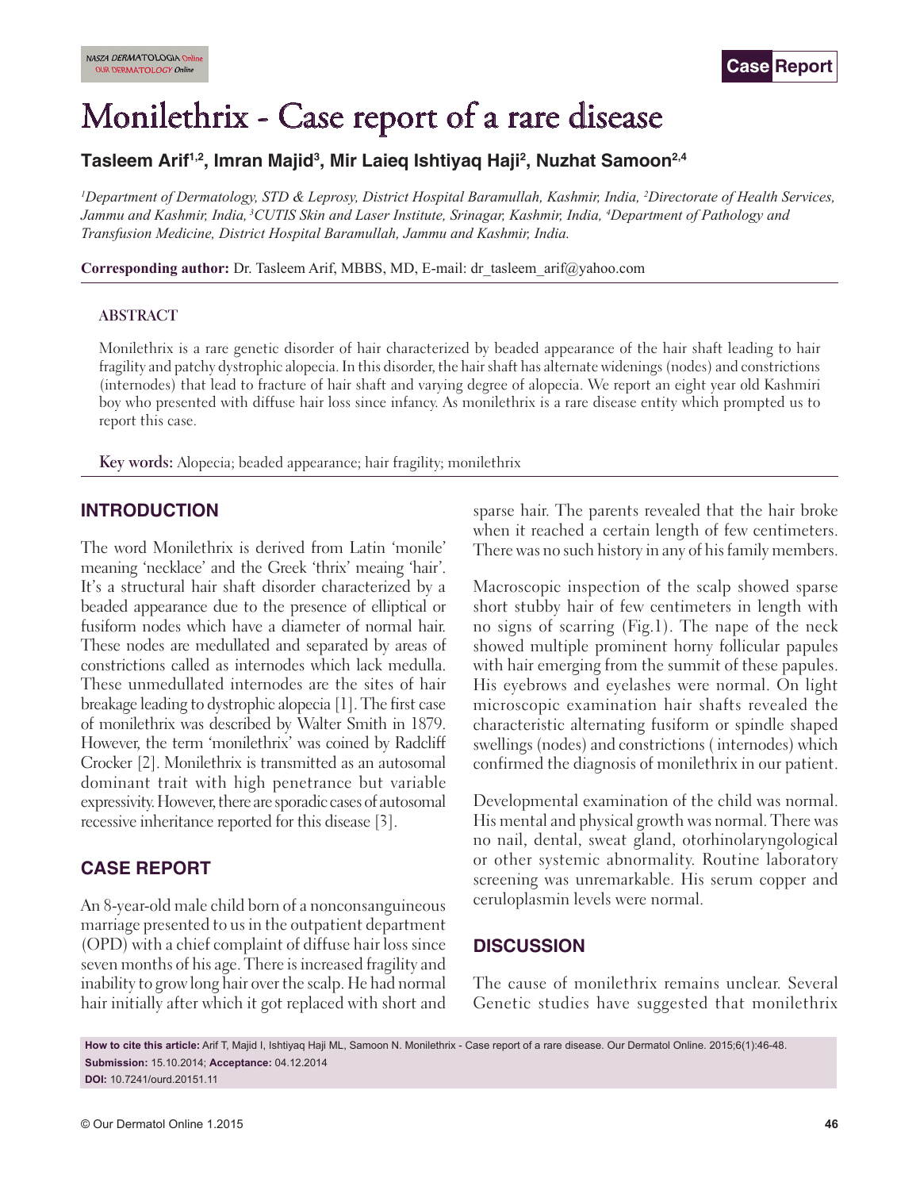# Monilethrix - Case report of a rare disease

**Tasleem Arif[1,2], Imran Majid[3], Mir Laieq Ishtiyaq Haji[2], Nuzhat Samoon[2,4]**

*[1]Department of Dermatology, STD & Leprosy, District Hospital Baramullah, Kashmir, India, [2]Directorate of Health Services, Jammu and Kashmir, India, [3]CUTIS Skin and Laser Institute, Srinagar, Kashmir, India, [4]Department of Pathology and Transfusion Medicine, District Hospital Baramullah, Jammu and Kashmir, India.*

**Corresponding author:** Dr. Tasleem Arif, MBBS, MD, E-mail: dr_tasleem_arif@yahoo.com

## ABSTRACT

Monilethrix is a rare genetic disorder of hair characterized by beaded appearance of the hair shaft leading to hair fragility and patchy dystrophic alopecia. In this disorder, the hair shaft has alternate widenings (nodes) and constrictions (internodes) that lead to fracture of hair shaft and varying degree of alopecia. We report an eight year old Kashmiri boy who presented with diffuse hair loss since infancy. As monilethrix is a rare disease entity which prompted us to report this case.

**Key words:** Alopecia; beaded appearance; hair fragility; monilethrix

## INTRODUCTION

The word Monilethrix is derived from Latin 'monile' meaning 'necklace' and the Greek 'thrix' meaing 'hair'. It's a structural hair shaft disorder characterized by a beaded appearance due to the presence of elliptical or fusiform nodes which have a diameter of normal hair. These nodes are medullated and separated by areas of constrictions called as internodes which lack medulla. These unmedullated internodes are the sites of hair breakage leading to dystrophic alopecia [1]. The first case of monilethrix was described by Walter Smith in 1879. However, the term 'monilethrix' was coined by Radcliff Crocker [2]. Monilethrix is transmitted as an autosomal dominant trait with high penetrance but variable expressivity. However, there are sporadic cases of autosomal recessive inheritance reported for this disease [3].

## CASE REPORT

An 8-year-old male child born of a nonconsanguineous marriage presented to us in the outpatient department (OPD) with a chief complaint of diffuse hair loss since seven months of his age. There is increased fragility and inability to grow long hair over the scalp. He had normal hair initially after which it got replaced with short and sparse hair. The parents revealed that the hair broke when it reached a certain length of few centimeters. There was no such history in any of his family members.

Macroscopic inspection of the scalp showed sparse short stubby hair of few centimeters in length with no signs of scarring (Fig.1). The nape of the neck showed multiple prominent horny follicular papules with hair emerging from the summit of these papules. His eyebrows and eyelashes were normal. On light microscopic examination hair shafts revealed the characteristic alternating fusiform or spindle shaped swellings (nodes) and constrictions ( internodes) which confirmed the diagnosis of monilethrix in our patient.

Developmental examination of the child was normal. His mental and physical growth was normal. There was no nail, dental, sweat gland, otorhinolaryngological or other systemic abnormality. Routine laboratory screening was unremarkable. His serum copper and ceruloplasmin levels were normal.

## DISCUSSION

The cause of monilethrix remains unclear. Several Genetic studies have suggested that monilethrix

**How to cite this article:** Arif T, Majid I, Ishtiyaq Haji ML, Samoon N. Monilethrix - Case report of a rare disease. Our Dermatol Online. 2015;6(1):46-48.
**Submission:** 15.10.2014; **Acceptance:** 04.12.2014
**DOI:** 10.7241/ourd.20151.11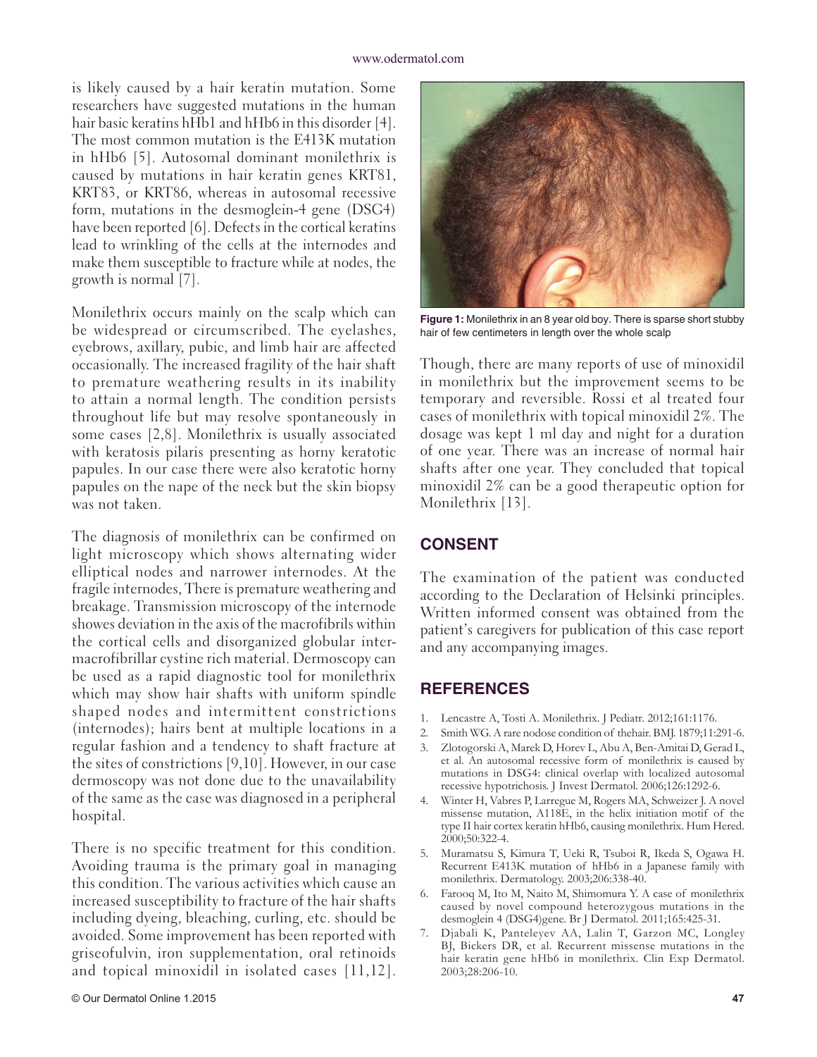is likely caused by a hair keratin mutation. Some researchers have suggested mutations in the human hair basic keratins hHb1 and hHb6 in this disorder [4]. The most common mutation is the E413K mutation in hHb6 [5]. Autosomal dominant monilethrix is caused by mutations in hair keratin genes KRT81, KRT83, or KRT86, whereas in autosomal recessive form, mutations in the desmoglein-4 gene (DSG4) have been reported [6]. Defects in the cortical keratins lead to wrinkling of the cells at the internodes and make them susceptible to fracture while at nodes, the growth is normal [7].

Monilethrix occurs mainly on the scalp which can be widespread or circumscribed. The eyelashes, eyebrows, axillary, pubic, and limb hair are affected occasionally. The increased fragility of the hair shaft to premature weathering results in its inability to attain a normal length. The condition persists throughout life but may resolve spontaneously in some cases [2,8]. Monilethrix is usually associated with keratosis pilaris presenting as horny keratotic papules. In our case there were also keratotic horny papules on the nape of the neck but the skin biopsy was not taken.

The diagnosis of monilethrix can be confirmed on light microscopy which shows alternating wider elliptical nodes and narrower internodes. At the fragile internodes, There is premature weathering and breakage. Transmission microscopy of the internode showes deviation in the axis of the macrofibrils within the cortical cells and disorganized globular inter-macrofibrillar cystine rich material. Dermoscopy can be used as a rapid diagnostic tool for monilethrix which may show hair shafts with uniform spindle shaped nodes and intermittent constrictions (internodes); hairs bent at multiple locations in a regular fashion and a tendency to shaft fracture at the sites of constrictions [9,10]. However, in our case dermoscopy was not done due to the unavailability of the same as the case was diagnosed in a peripheral hospital.

There is no specific treatment for this condition. Avoiding trauma is the primary goal in managing this condition. The various activities which cause an increased susceptibility to fracture of the hair shafts including dyeing, bleaching, curling, etc. should be avoided. Some improvement has been reported with griseofulvin, iron supplementation, oral retinoids and topical minoxidil in isolated cases [11,12].

**Figure 1:** Monilethrix in an 8 year old boy. There is sparse short stubby hair of few centimeters in length over the whole scalp

Though, there are many reports of use of minoxidil in monilethrix but the improvement seems to be temporary and reversible. Rossi et al treated four cases of monilethrix with topical minoxidil 2%. The dosage was kept 1 ml day and night for a duration of one year. There was an increase of normal hair shafts after one year. They concluded that topical minoxidil 2% can be a good therapeutic option for Monilethrix [13].

## CONSENT

The examination of the patient was conducted according to the Declaration of Helsinki principles. Written informed consent was obtained from the patient's caregivers for publication of this case report and any accompanying images.

## REFERENCES

1. Lencastre A, Tosti A. Monilethrix. J Pediatr. 2012;161:1176.
2. Smith WG. A rare nodose condition of thehair. BMJ. 1879;11:291-6.
3. Zlotogorski A, Marek D, Horev L, Abu A, Ben-Amitai D, Gerad L, et al. An autosomal recessive form of monilethrix is caused by mutations in DSG4: clinical overlap with localized autosomal recessive hypotrichosis. J Invest Dermatol. 2006;126:1292-6.
4. Winter H, Vabres P, Larregue M, Rogers MA, Schweizer J. A novel missense mutation, A118E, in the helix initiation motif of the type II hair cortex keratin hHb6, causing monilethrix. Hum Hered. 2000;50:322-4.
5. Muramatsu S, Kimura T, Ueki R, Tsuboi R, Ikeda S, Ogawa H. Recurrent E413K mutation of hHb6 in a Japanese family with monilethrix. Dermatology. 2003;206:338-40.
6. Farooq M, Ito M, Naito M, Shimomura Y. A case of monilethrix caused by novel compound heterozygous mutations in the desmoglein 4 (DSG4)gene. Br J Dermatol. 2011;165:425-31.
7. Djabali K, Panteleyev AA, Lalin T, Garzon MC, Longley BJ, Bickers DR, et al. Recurrent missense mutations in the hair keratin gene hHb6 in monilethrix. Clin Exp Dermatol. 2003;28:206-10.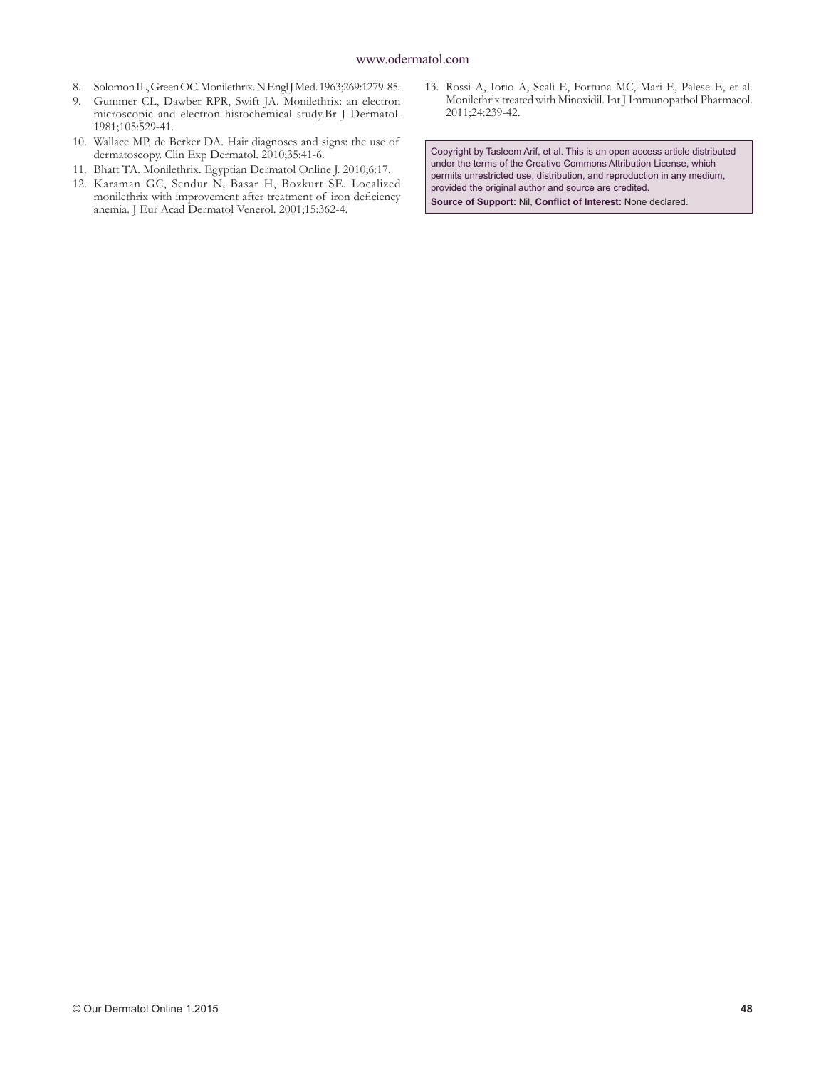8. Solomon IL, Green OC. Monilethrix. N Engl J Med. 1963;269:1279-85.
9. Gummer CL, Dawber RPR, Swift JA. Monilethrix: an electron microscopic and electron histochemical study.Br J Dermatol. 1981;105:529-41.
10. Wallace MP, de Berker DA. Hair diagnoses and signs: the use of dermatoscopy. Clin Exp Dermatol. 2010;35:41-6.
11. Bhatt TA. Monilethrix. Egyptian Dermatol Online J. 2010;6:17.
12. Karaman GC, Sendur N, Basar H, Bozkurt SE. Localized monilethrix with improvement after treatment of iron deficiency anemia. J Eur Acad Dermatol Venerol. 2001;15:362-4.
13. Rossi A, Iorio A, Scali E, Fortuna MC, Mari E, Palese E, et al. Monilethrix treated with Minoxidil. Int J Immunopathol Pharmacol. 2011;24:239-42.

Copyright by Tasleem Arif, et al. This is an open access article distributed under the terms of the Creative Commons Attribution License, which permits unrestricted use, distribution, and reproduction in any medium, provided the original author and source are credited.

**Source of Support:** Nil, **Conflict of Interest:** None declared.